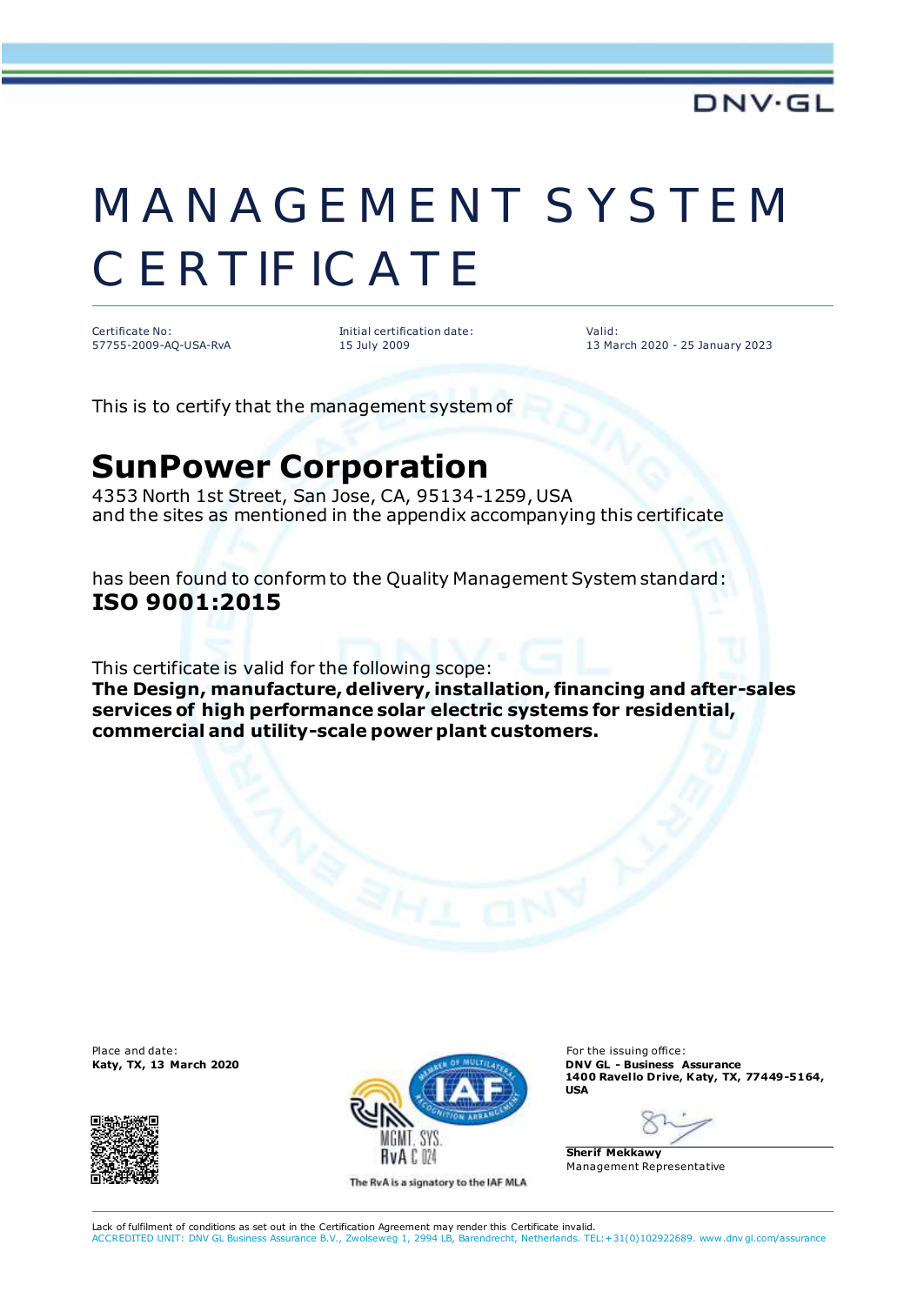DNV·GL

# MANAGEMENT SYSTEM CERTIFICATE

| Certificate No: | Initial certification date: | Valid: |
|---|---|---|
| 57755-2009-AQ-USA-RvA | 15 July 2009 | 13 March 2020 - 25 January 2023 |

This is to certify that the management system of

## SunPower Corporation

4353 North 1st Street, San Jose, CA, 95134-1259, USA
and the sites as mentioned in the appendix accompanying this certificate

has been found to conform to the Quality Management System standard:
**ISO 9001:2015**

This certificate is valid for the following scope:
**The Design, manufacture, delivery, installation, financing and after-sales services of high performance solar electric systems for residential, commercial and utility-scale power plant customers.**

Place and date:
**Katy, TX, 13 March 2020**

The RvA is a signatory to the IAF MLA

For the issuing office:
**DNV GL - Business Assurance**
**1400 Ravello Drive, Katy, TX, 77449-5164, USA**

**Sherif Mekkawy**
Management Representative

Lack of fulfilment of conditions as set out in the Certification Agreement may render this Certificate invalid.
ACCREDITED UNIT: DNV GL Business Assurance B.V., Zwolseweg 1, 2994 LB, Barendrecht, Netherlands. TEL:+31(0)102922689. www.dnvgl.com/assurance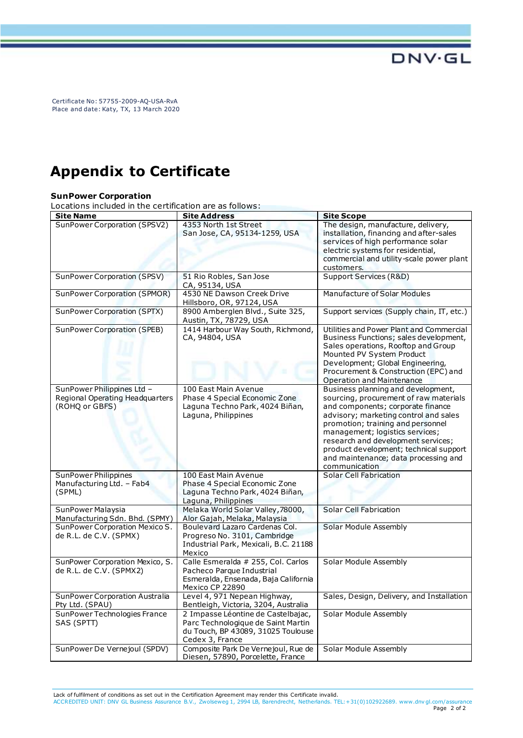Certificate No: 57755-2009-AQ-USA-RvA
Place and date: Katy, TX, 13 March 2020

# Appendix to Certificate

**SunPower Corporation**
Locations included in the certification are as follows:

| Site Name | Site Address | Site Scope |
|---|---|---|
| SunPower Corporation (SPSV2) | 4353 North 1st Street San Jose, CA, 95134-1259, USA | The design, manufacture, delivery, installation, financing and after-sales services of high performance solar electric systems for residential, commercial and utility-scale power plant customers. |
| SunPower Corporation (SPSV) | 51 Rio Robles, San Jose CA, 95134, USA | Support Services (R&D) |
| SunPower Corporation (SPMOR) | 4530 NE Dawson Creek Drive Hillsboro, OR, 97124, USA | Manufacture of Solar Modules |
| SunPower Corporation (SPTX) | 8900 Amberglen Blvd., Suite 325, Austin, TX, 78729, USA | Support services (Supply chain, IT, etc.) |
| SunPower Corporation (SPEB) | 1414 Harbour Way South, Richmond, CA, 94804, USA | Utilities and Power Plant and Commercial Business Functions; sales development, Sales operations, Rooftop and Group Mounted PV System Product Development; Global Engineering, Procurement & Construction (EPC) and Operation and Maintenance |
| SunPower Philippines Ltd – Regional Operating Headquarters (ROHQ or GBFS) | 100 East Main Avenue Phase 4 Special Economic Zone Laguna Techno Park, 4024 Biñan, Laguna, Philippines | Business planning and development, sourcing, procurement of raw materials and components; corporate finance advisory; marketing control and sales promotion; training and personnel management; logistics services; research and development services; product development; technical support and maintenance; data processing and communication |
| SunPower Philippines Manufacturing Ltd. – Fab4 (SPML) | 100 East Main Avenue Phase 4 Special Economic Zone Laguna Techno Park, 4024 Biñan, Laguna, Philippines | Solar Cell Fabrication |
| SunPower Malaysia Manufacturing Sdn. Bhd. (SPMY) | Melaka World Solar Valley, 78000, Alor Gajah, Melaka, Malaysia | Solar Cell Fabrication |
| SunPower Corporation Mexico S. de R.L. de C.V. (SPMX) | Boulevard Lazaro Cardenas Col. Progreso No. 3101, Cambridge Industrial Park, Mexicali, B.C. 21188 Mexico | Solar Module Assembly |
| SunPower Corporation Mexico, S. de R.L. de C.V. (SPMX2) | Calle Esmeralda # 255, Col. Carlos Pacheco Parque Industrial Esmeralda, Ensenada, Baja California Mexico CP 22890 | Solar Module Assembly |
| SunPower Corporation Australia Pty Ltd. (SPAU) | Level 4, 971 Nepean Highway, Bentleigh, Victoria, 3204, Australia | Sales, Design, Delivery, and Installation |
| SunPower Technologies France SAS (SPTT) | 2 Impasse Léontine de Castelbajac, Parc Technologique de Saint Martin du Touch, BP 43089, 31025 Toulouse Cedex 3, France | Solar Module Assembly |
| SunPower De Vernejoul (SPDV) | Composite Park De Vernejoul, Rue de Diesen, 57890, Porcelette, France | Solar Module Assembly |

Lack of fulfilment of conditions as set out in the Certification Agreement may render this Certificate invalid.
ACCREDITED UNIT: DNV GL Business Assurance B.V., Zwolseweg 1, 2994 LB, Barendrecht, Netherlands. TEL:+31(0)102922689. www.dnvgl.com/assurance